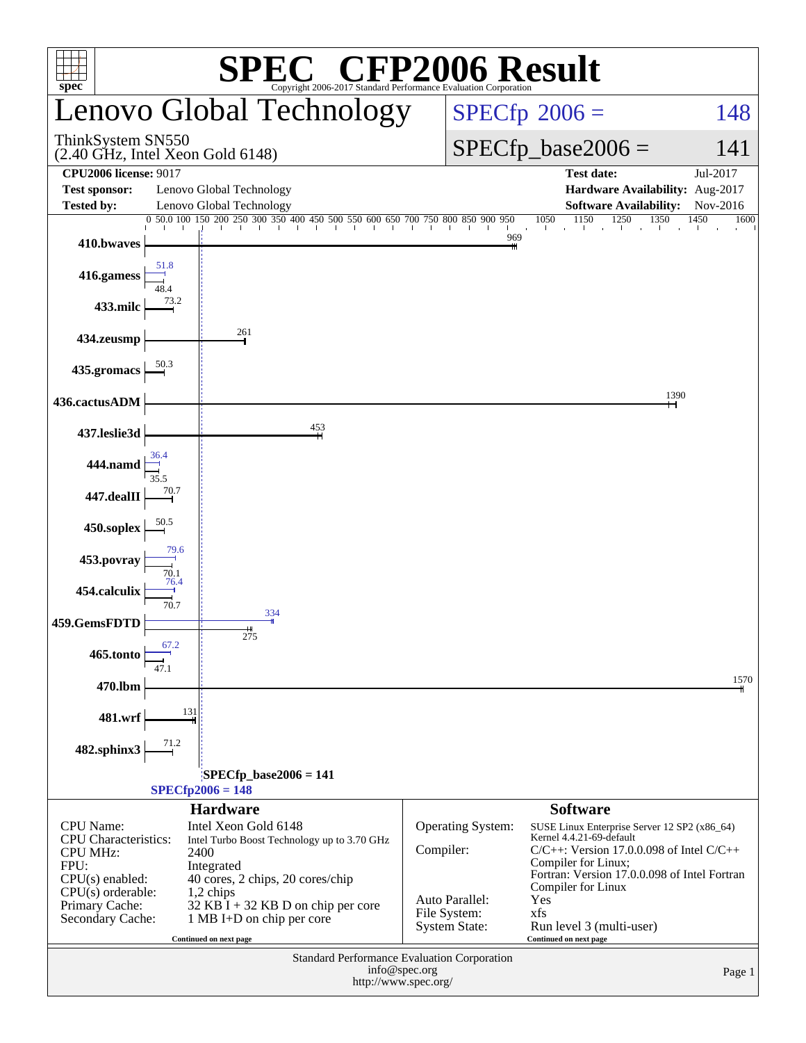# SPEC® CFP2006 Result

Copyright 2006-2017 Standard Performance Evaluation Corporation

## Lenovo Global Technology

ThinkSystem SN550
(2.40 GHz, Intel Xeon Gold 6148)

SPECfp 2006 = 148

SPECfp_base2006 = 141

| | | | |
|---|---|---|---|
| **CPU2006 license:** 9017 | | **Test date:** | Jul-2017 |
| **Test sponsor:** | Lenovo Global Technology | **Hardware Availability:** | Aug-2017 |
| **Tested by:** | Lenovo Global Technology | **Software Availability:** | Nov-2016 |

| Benchmark | Peak | Base |
|---|---|---|
| 410.bwaves | | 969 |
| 416.gamess | 51.8 | 48.4 |
| 433.milc | | 73.2 |
| 434.zeusmp | | 261 |
| 435.gromacs | | 50.3 |
| 436.cactusADM | | 1390 |
| 437.leslie3d | | 453 |
| 444.namd | 36.4 | 35.5 |
| 447.dealII | | 70.7 |
| 450.soplex | | 50.5 |
| 453.povray | 79.6 | 70.1 |
| 454.calculix | 76.4 | 70.7 |
| 459.GemsFDTD | 334 | 275 |
| 465.tonto | 67.2 | 47.1 |
| 470.lbm | | 1570 |
| 481.wrf | | 131 |
| 482.sphinx3 | | 71.2 |

SPECfp_base2006 = 141

SPECfp2006 = 148

### Hardware

| | |
|---|---|
| CPU Name: | Intel Xeon Gold 6148 |
| CPU Characteristics: | Intel Turbo Boost Technology up to 3.70 GHz |
| CPU MHz: | 2400 |
| FPU: | Integrated |
| CPU(s) enabled: | 40 cores, 2 chips, 20 cores/chip |
| CPU(s) orderable: | 1,2 chips |
| Primary Cache: | 32 KB I + 32 KB D on chip per core |
| Secondary Cache: | 1 MB I+D on chip per core |

Continued on next page

### Software

| | |
|---|---|
| Operating System: | SUSE Linux Enterprise Server 12 SP2 (x86_64) Kernel 4.4.21-69-default |
| Compiler: | C/C++: Version 17.0.0.098 of Intel C/C++ Compiler for Linux; Fortran: Version 17.0.0.098 of Intel Fortran Compiler for Linux |
| Auto Parallel: | Yes |
| File System: | xfs |
| System State: | Run level 3 (multi-user) |

Continued on next page

Standard Performance Evaluation Corporation
info@spec.org
http://www.spec.org/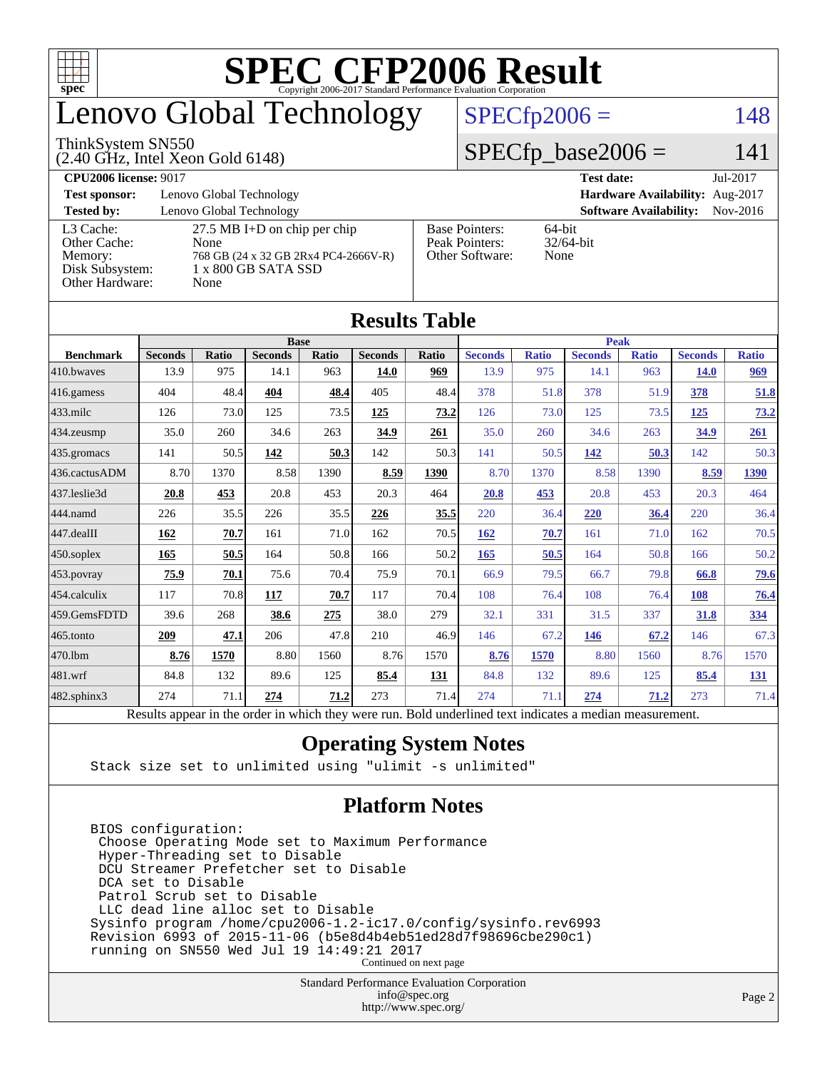# SPEC CFP2006 Result

Copyright 2006-2017 Standard Performance Evaluation Corporation

## Lenovo Global Technology

ThinkSystem SN550
(2.40 GHz, Intel Xeon Gold 6148)

SPECfp2006 = 148

SPECfp_base2006 = 141

| | | | |
|---|---|---|---|
| **CPU2006 license:** 9017 | | **Test date:** | Jul-2017 |
| **Test sponsor:** | Lenovo Global Technology | **Hardware Availability:** | Aug-2017 |
| **Tested by:** | Lenovo Global Technology | **Software Availability:** | Nov-2016 |

| | |
|---|---|
| L3 Cache: | 27.5 MB I+D on chip per chip |
| Other Cache: | None |
| Memory: | 768 GB (24 x 32 GB 2Rx4 PC4-2666V-R) |
| Disk Subsystem: | 1 x 800 GB SATA SSD |
| Other Hardware: | None |

| | |
|---|---|
| Base Pointers: | 64-bit |
| Peak Pointers: | 32/64-bit |
| Other Software: | None |

## Results Table

| | Base | | | | | | Peak | | | | | |
|---|---|---|---|---|---|---|---|---|---|---|---|---|
| **Benchmark** | **Seconds** | **Ratio** | **Seconds** | **Ratio** | **Seconds** | **Ratio** | **Seconds** | **Ratio** | **Seconds** | **Ratio** | **Seconds** | **Ratio** |
| 410.bwaves | 13.9 | 975 | 14.1 | 963 | **14.0** | **969** | 13.9 | 975 | 14.1 | 963 | **14.0** | **969** |
| 416.gamess | 404 | 48.4 | **404** | **48.4** | 405 | 48.4 | 378 | 51.8 | 378 | 51.9 | **378** | **51.8** |
| 433.milc | 126 | 73.0 | 125 | 73.5 | **125** | **73.2** | 126 | 73.0 | 125 | 73.5 | **125** | **73.2** |
| 434.zeusmp | 35.0 | 260 | 34.6 | 263 | **34.9** | **261** | 35.0 | 260 | 34.6 | 263 | **34.9** | **261** |
| 435.gromacs | 141 | 50.5 | **142** | **50.3** | 142 | 50.3 | 141 | 50.5 | **142** | **50.3** | 142 | 50.3 |
| 436.cactusADM | 8.70 | 1370 | 8.58 | 1390 | **8.59** | **1390** | 8.70 | 1370 | 8.58 | 1390 | **8.59** | **1390** |
| 437.leslie3d | **20.8** | **453** | 20.8 | 453 | 20.3 | 464 | **20.8** | **453** | 20.8 | 453 | 20.3 | 464 |
| 444.namd | 226 | 35.5 | 226 | 35.5 | **226** | **35.5** | 220 | 36.4 | **220** | **36.4** | 220 | 36.4 |
| 447.dealII | **162** | **70.7** | 161 | 71.0 | 162 | 70.5 | **162** | **70.7** | 161 | 71.0 | 162 | 70.5 |
| 450.soplex | **165** | **50.5** | 164 | 50.8 | 166 | 50.2 | **165** | **50.5** | 164 | 50.8 | 166 | 50.2 |
| 453.povray | **75.9** | **70.1** | 75.6 | 70.4 | 75.9 | 70.1 | 66.9 | 79.5 | 66.7 | 79.8 | **66.8** | **79.6** |
| 454.calculix | 117 | 70.8 | **117** | **70.7** | 117 | 70.4 | 108 | 76.4 | 108 | 76.4 | **108** | **76.4** |
| 459.GemsFDTD | 39.6 | 268 | **38.6** | **275** | 38.0 | 279 | 32.1 | 331 | 31.5 | 337 | **31.8** | **334** |
| 465.tonto | **209** | **47.1** | 206 | 47.8 | 210 | 46.9 | 146 | 67.2 | **146** | **67.2** | 146 | 67.3 |
| 470.lbm | **8.76** | **1570** | 8.80 | 1560 | 8.76 | 1570 | **8.76** | **1570** | 8.80 | 1560 | 8.76 | 1570 |
| 481.wrf | 84.8 | 132 | 89.6 | 125 | **85.4** | **131** | 84.8 | 132 | 89.6 | 125 | **85.4** | **131** |
| 482.sphinx3 | 274 | 71.1 | **274** | **71.2** | 273 | 71.4 | 274 | 71.1 | **274** | **71.2** | 273 | 71.4 |

Results appear in the order in which they were run. Bold underlined text indicates a median measurement.

## Operating System Notes

```
Stack size set to unlimited using "ulimit -s unlimited"
```

## Platform Notes

```
BIOS configuration:
 Choose Operating Mode set to Maximum Performance
 Hyper-Threading set to Disable
 DCU Streamer Prefetcher set to Disable
 DCA set to Disable
 Patrol Scrub set to Disable
 LLC dead line alloc set to Disable
Sysinfo program /home/cpu2006-1.2-ic17.0/config/sysinfo.rev6993
Revision 6993 of 2015-11-06 (b5e8d4b4eb51ed28d7f98696cbe290c1)
running on SN550 Wed Jul 19 14:49:21 2017
```

Continued on next page

Standard Performance Evaluation Corporation
info@spec.org
http://www.spec.org/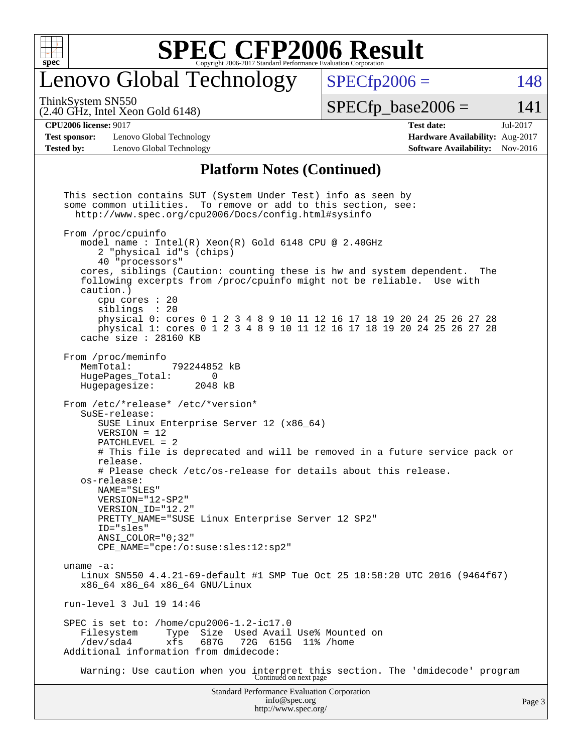## Platform Notes (Continued)

```
This section contains SUT (System Under Test) info as seen by
some common utilities.  To remove or add to this section, see:
  http://www.spec.org/cpu2006/Docs/config.html#sysinfo

From /proc/cpuinfo
   model name : Intel(R) Xeon(R) Gold 6148 CPU @ 2.40GHz
      2 "physical id"s (chips)
      40 "processors"
   cores, siblings (Caution: counting these is hw and system dependent.  The
   following excerpts from /proc/cpuinfo might not be reliable.  Use with
   caution.)
      cpu cores : 20
      siblings  : 20
      physical 0: cores 0 1 2 3 4 8 9 10 11 12 16 17 18 19 20 24 25 26 27 28
      physical 1: cores 0 1 2 3 4 8 9 10 11 12 16 17 18 19 20 24 25 26 27 28
   cache size : 28160 KB

From /proc/meminfo
   MemTotal:       792244852 kB
   HugePages_Total:       0
   Hugepagesize:       2048 kB

From /etc/*release* /etc/*version*
   SuSE-release:
      SUSE Linux Enterprise Server 12 (x86_64)
      VERSION = 12
      PATCHLEVEL = 2
      # This file is deprecated and will be removed in a future service pack or
      release.
      # Please check /etc/os-release for details about this release.
   os-release:
      NAME="SLES"
      VERSION="12-SP2"
      VERSION_ID="12.2"
      PRETTY_NAME="SUSE Linux Enterprise Server 12 SP2"
      ID="sles"
      ANSI_COLOR="0;32"
      CPE_NAME="cpe:/o:suse:sles:12:sp2"

uname -a:
   Linux SN550 4.4.21-69-default #1 SMP Tue Oct 25 10:58:20 UTC 2016 (9464f67)
   x86_64 x86_64 x86_64 GNU/Linux

run-level 3 Jul 19 14:46

SPEC is set to: /home/cpu2006-1.2-ic17.0
   Filesystem     Type  Size  Used Avail Use% Mounted on
   /dev/sda4      xfs   687G   72G  615G  11% /home
Additional information from dmidecode:

   Warning: Use caution when you interpret this section. The 'dmidecode' program
```

Continued on next page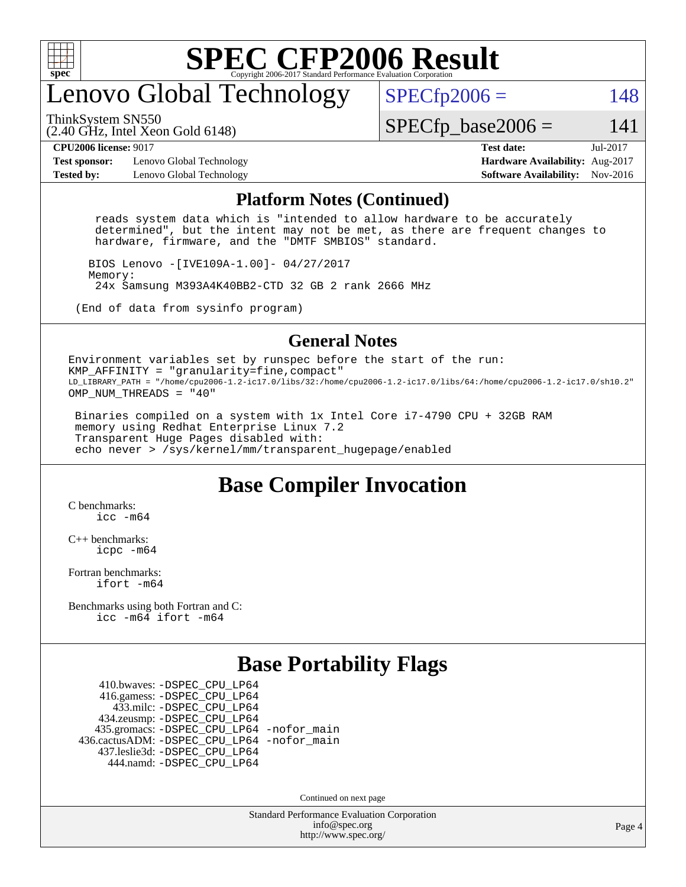# SPEC CFP2006 Result

Copyright 2006-2017 Standard Performance Evaluation Corporation

## Lenovo Global Technology

ThinkSystem SN550
(2.40 GHz, Intel Xeon Gold 6148)

SPECfp2006 = 148

SPECfp_base2006 = 141

**CPU2006 license:** 9017
**Test sponsor:** Lenovo Global Technology
**Tested by:** Lenovo Global Technology

**Test date:** Jul-2017
**Hardware Availability:** Aug-2017
**Software Availability:** Nov-2016

### Platform Notes (Continued)

```
    reads system data which is "intended to allow hardware to be accurately
    determined", but the intent may not be met, as there are frequent changes to
    hardware, firmware, and the "DMTF SMBIOS" standard.

   BIOS Lenovo -[IVE109A-1.00]- 04/27/2017
   Memory:
    24x Samsung M393A4K40BB2-CTD 32 GB 2 rank 2666 MHz

 (End of data from sysinfo program)
```

### General Notes

```
Environment variables set by runspec before the start of the run:
KMP_AFFINITY = "granularity=fine,compact"
LD_LIBRARY_PATH = "/home/cpu2006-1.2-ic17.0/libs/32:/home/cpu2006-1.2-ic17.0/libs/64:/home/cpu2006-1.2-ic17.0/sh10.2"
OMP_NUM_THREADS = "40"

 Binaries compiled on a system with 1x Intel Core i7-4790 CPU + 32GB RAM
 memory using Redhat Enterprise Linux 7.2
 Transparent Huge Pages disabled with:
 echo never > /sys/kernel/mm/transparent_hugepage/enabled
```

## Base Compiler Invocation

C benchmarks:
```
icc -m64
```

C++ benchmarks:
```
icpc -m64
```

Fortran benchmarks:
```
ifort -m64
```

Benchmarks using both Fortran and C:
```
icc -m64 ifort -m64
```

## Base Portability Flags

```
    410.bwaves: -DSPEC_CPU_LP64
    416.gamess: -DSPEC_CPU_LP64
      433.milc: -DSPEC_CPU_LP64
    434.zeusmp: -DSPEC_CPU_LP64
   435.gromacs: -DSPEC_CPU_LP64 -nofor_main
436.cactusADM: -DSPEC_CPU_LP64 -nofor_main
  437.leslie3d: -DSPEC_CPU_LP64
      444.namd: -DSPEC_CPU_LP64
```

Continued on next page

Standard Performance Evaluation Corporation
info@spec.org
http://www.spec.org/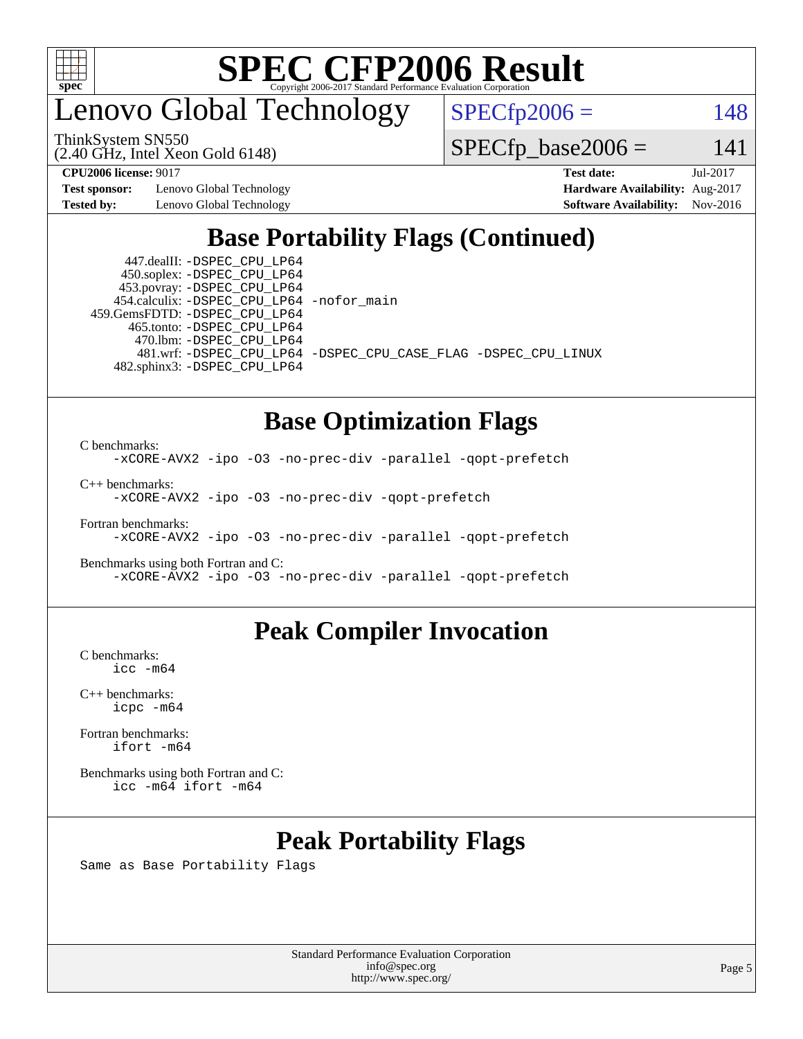# SPEC CFP2006 Result

Copyright 2006-2017 Standard Performance Evaluation Corporation

## Lenovo Global Technology

ThinkSystem SN550
(2.40 GHz, Intel Xeon Gold 6148)

SPECfp2006 = 148

SPECfp_base2006 = 141

**CPU2006 license:** 9017
**Test sponsor:** Lenovo Global Technology
**Tested by:** Lenovo Global Technology

**Test date:** Jul-2017
**Hardware Availability:** Aug-2017
**Software Availability:** Nov-2016

## Base Portability Flags (Continued)

```
     447.dealII: -DSPEC_CPU_LP64
     450.soplex: -DSPEC_CPU_LP64
     453.povray: -DSPEC_CPU_LP64
   454.calculix: -DSPEC_CPU_LP64 -nofor_main
  459.GemsFDTD: -DSPEC_CPU_LP64
      465.tonto: -DSPEC_CPU_LP64
        470.lbm: -DSPEC_CPU_LP64
        481.wrf: -DSPEC_CPU_LP64 -DSPEC_CPU_CASE_FLAG -DSPEC_CPU_LINUX
    482.sphinx3: -DSPEC_CPU_LP64
```

## Base Optimization Flags

C benchmarks:
```
-xCORE-AVX2 -ipo -O3 -no-prec-div -parallel -qopt-prefetch
```

C++ benchmarks:
```
-xCORE-AVX2 -ipo -O3 -no-prec-div -qopt-prefetch
```

Fortran benchmarks:
```
-xCORE-AVX2 -ipo -O3 -no-prec-div -parallel -qopt-prefetch
```

Benchmarks using both Fortran and C:
```
-xCORE-AVX2 -ipo -O3 -no-prec-div -parallel -qopt-prefetch
```

## Peak Compiler Invocation

C benchmarks:
```
icc -m64
```

C++ benchmarks:
```
icpc -m64
```

Fortran benchmarks:
```
ifort -m64
```

Benchmarks using both Fortran and C:
```
icc -m64 ifort -m64
```

## Peak Portability Flags

Same as Base Portability Flags

Standard Performance Evaluation Corporation
info@spec.org
http://www.spec.org/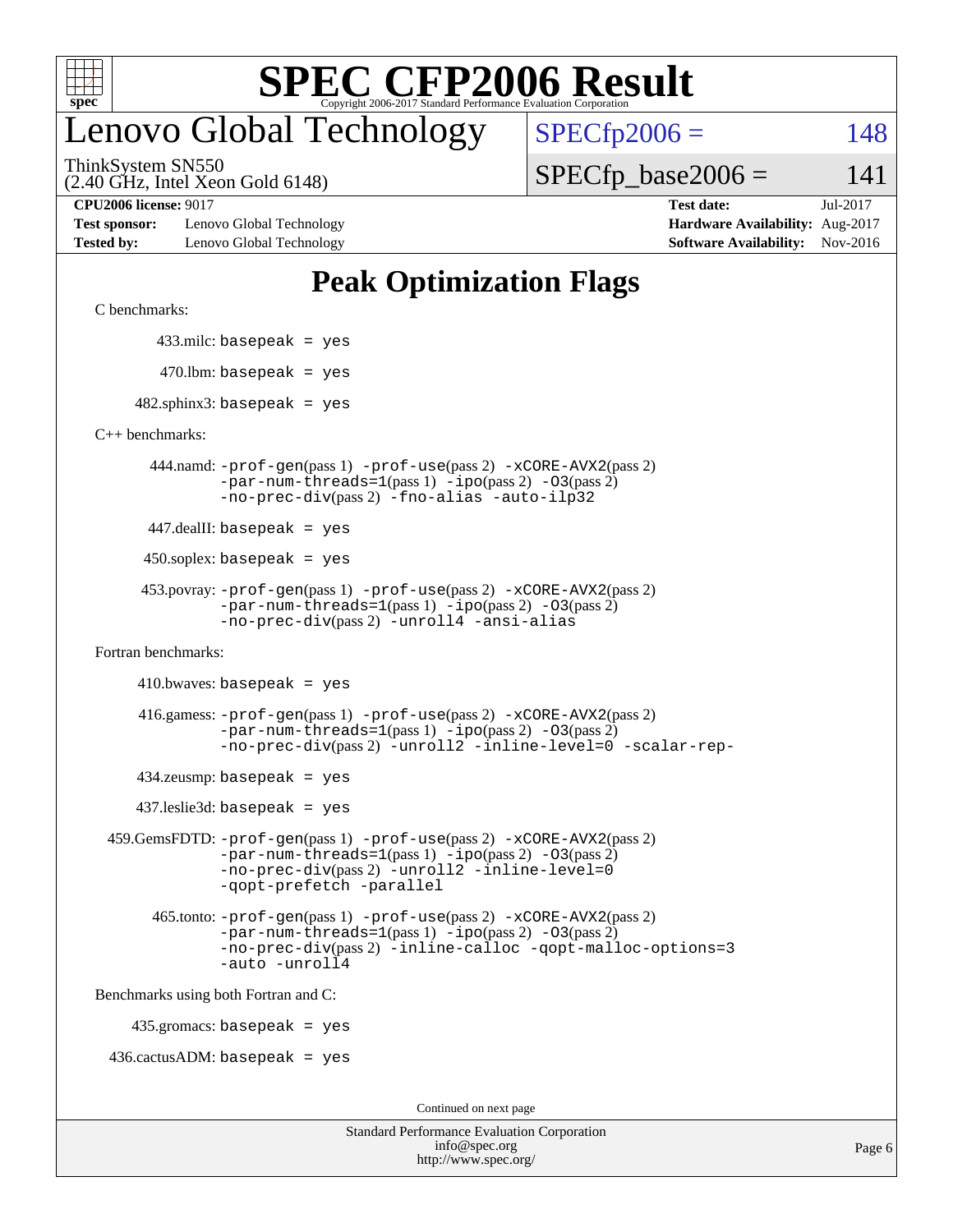# SPEC CFP2006 Result

Copyright 2006-2017 Standard Performance Evaluation Corporation

# Lenovo Global Technology

ThinkSystem SN550
(2.40 GHz, Intel Xeon Gold 6148)

SPECfp2006 = 148

SPECfp_base2006 = 141

| | | | |
|---|---|---|---|
| **CPU2006 license:** 9017 | | **Test date:** | Jul-2017 |
| **Test sponsor:** | Lenovo Global Technology | **Hardware Availability:** | Aug-2017 |
| **Tested by:** | Lenovo Global Technology | **Software Availability:** | Nov-2016 |

## Peak Optimization Flags

C benchmarks:

433.milc: `basepeak = yes`

470.lbm: `basepeak = yes`

482.sphinx3: `basepeak = yes`

C++ benchmarks:

444.namd: `-prof-gen`(pass 1) `-prof-use`(pass 2) `-xCORE-AVX2`(pass 2) `-par-num-threads=1`(pass 1) `-ipo`(pass 2) `-O3`(pass 2) `-no-prec-div`(pass 2) `-fno-alias` `-auto-ilp32`

447.dealII: `basepeak = yes`

450.soplex: `basepeak = yes`

453.povray: `-prof-gen`(pass 1) `-prof-use`(pass 2) `-xCORE-AVX2`(pass 2) `-par-num-threads=1`(pass 1) `-ipo`(pass 2) `-O3`(pass 2) `-no-prec-div`(pass 2) `-unroll4` `-ansi-alias`

Fortran benchmarks:

410.bwaves: `basepeak = yes`

416.gamess: `-prof-gen`(pass 1) `-prof-use`(pass 2) `-xCORE-AVX2`(pass 2) `-par-num-threads=1`(pass 1) `-ipo`(pass 2) `-O3`(pass 2) `-no-prec-div`(pass 2) `-unroll2` `-inline-level=0` `-scalar-rep-`

434.zeusmp: `basepeak = yes`

437.leslie3d: `basepeak = yes`

459.GemsFDTD: `-prof-gen`(pass 1) `-prof-use`(pass 2) `-xCORE-AVX2`(pass 2) `-par-num-threads=1`(pass 1) `-ipo`(pass 2) `-O3`(pass 2) `-no-prec-div`(pass 2) `-unroll2` `-inline-level=0` `-qopt-prefetch` `-parallel`

465.tonto: `-prof-gen`(pass 1) `-prof-use`(pass 2) `-xCORE-AVX2`(pass 2) `-par-num-threads=1`(pass 1) `-ipo`(pass 2) `-O3`(pass 2) `-no-prec-div`(pass 2) `-inline-calloc` `-qopt-malloc-options=3` `-auto` `-unroll4`

Benchmarks using both Fortran and C:

435.gromacs: `basepeak = yes`

436.cactusADM: `basepeak = yes`

Continued on next page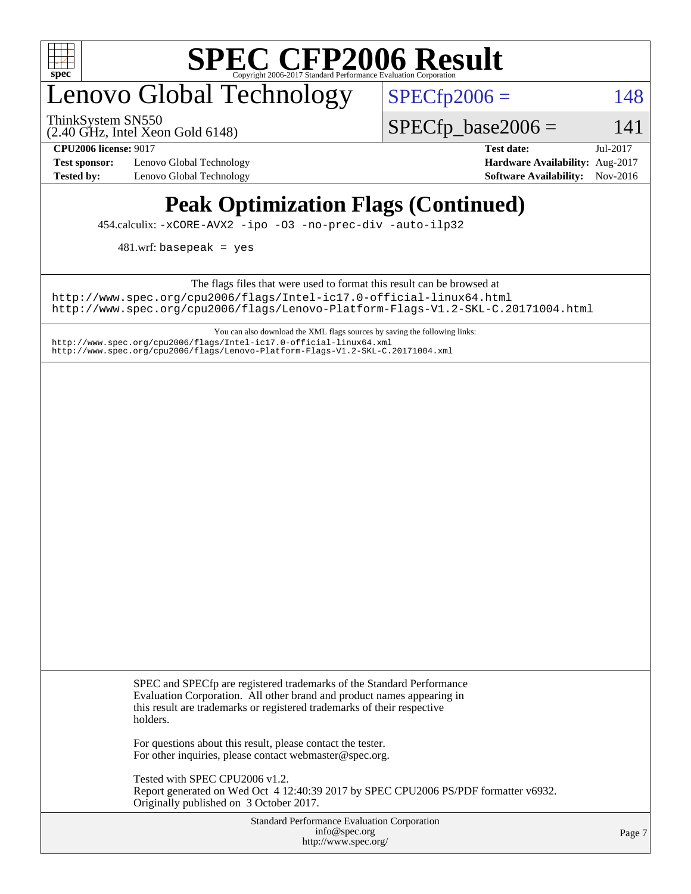# SPEC CFP2006 Result

Copyright 2006-2017 Standard Performance Evaluation Corporation

# Lenovo Global Technology

ThinkSystem SN550
(2.40 GHz, Intel Xeon Gold 6148)

SPECfp2006 = 148

SPECfp_base2006 = 141

| | | | |
|---|---|---|---|
| **CPU2006 license:** 9017 | | **Test date:** | Jul-2017 |
| **Test sponsor:** | Lenovo Global Technology | **Hardware Availability:** | Aug-2017 |
| **Tested by:** | Lenovo Global Technology | **Software Availability:** | Nov-2016 |

## Peak Optimization Flags (Continued)

454.calculix: `-xCORE-AVX2 -ipo -O3 -no-prec-div -auto-ilp32`

481.wrf: `basepeak = yes`

The flags files that were used to format this result can be browsed at
http://www.spec.org/cpu2006/flags/Intel-ic17.0-official-linux64.html
http://www.spec.org/cpu2006/flags/Lenovo-Platform-Flags-V1.2-SKL-C.20171004.html

You can also download the XML flags sources by saving the following links:
http://www.spec.org/cpu2006/flags/Intel-ic17.0-official-linux64.xml
http://www.spec.org/cpu2006/flags/Lenovo-Platform-Flags-V1.2-SKL-C.20171004.xml

SPEC and SPECfp are registered trademarks of the Standard Performance Evaluation Corporation. All other brand and product names appearing in this result are trademarks or registered trademarks of their respective holders.

For questions about this result, please contact the tester.
For other inquiries, please contact webmaster@spec.org.

Tested with SPEC CPU2006 v1.2.
Report generated on Wed Oct 4 12:40:39 2017 by SPEC CPU2006 PS/PDF formatter v6932.
Originally published on 3 October 2017.

Standard Performance Evaluation Corporation
info@spec.org
http://www.spec.org/